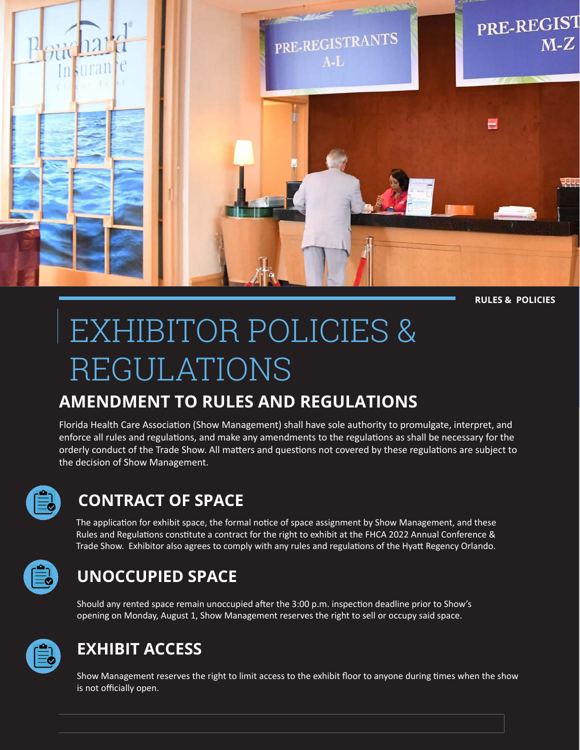RULES & POLICIES

# EXHIBITOR POLICIES & REGULATIONS

## AMENDMENT TO RULES AND REGULATIONS

Florida Health Care Association (Show Management) shall have sole authority to promulgate, interpret, and enforce all rules and regulations, and make any amendments to the regulations as shall be necessary for the orderly conduct of the Trade Show. All matters and questions not covered by these regulations are subject to the decision of Show Management.

## CONTRACT OF SPACE

The application for exhibit space, the formal notice of space assignment by Show Management, and these Rules and Regulations constitute a contract for the right to exhibit at the FHCA 2022 Annual Conference & Trade Show. Exhibitor also agrees to comply with any rules and regulations of the Hyatt Regency Orlando.

## UNOCCUPIED SPACE

Should any rented space remain unoccupied after the 3:00 p.m. inspection deadline prior to Show's opening on Monday, August 1, Show Management reserves the right to sell or occupy said space.

## EXHIBIT ACCESS

Show Management reserves the right to limit access to the exhibit floor to anyone during times when the show is not officially open.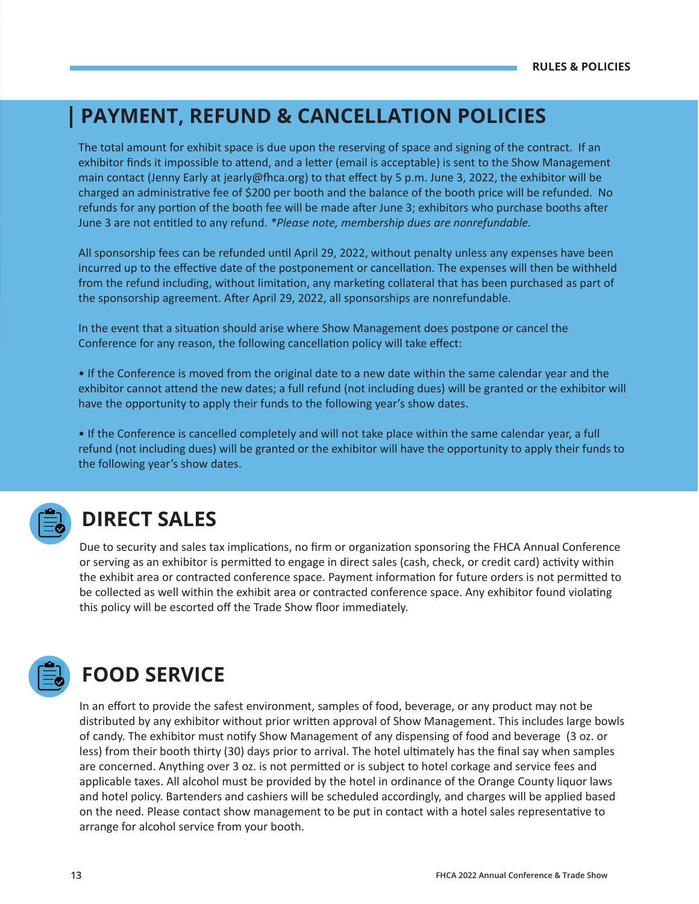# PAYMENT, REFUND & CANCELLATION POLICIES

The total amount for exhibit space is due upon the reserving of space and signing of the contract. If an exhibitor finds it impossible to attend, and a letter (email is acceptable) is sent to the Show Management main contact (Jenny Early at jearly@fhca.org) to that effect by 5 p.m. June 3, 2022, the exhibitor will be charged an administrative fee of $200 per booth and the balance of the booth price will be refunded. No refunds for any portion of the booth fee will be made after June 3; exhibitors who purchase booths after June 3 are not entitled to any refund. *\*Please note, membership dues are nonrefundable.*

All sponsorship fees can be refunded until April 29, 2022, without penalty unless any expenses have been incurred up to the effective date of the postponement or cancellation. The expenses will then be withheld from the refund including, without limitation, any marketing collateral that has been purchased as part of the sponsorship agreement. After April 29, 2022, all sponsorships are nonrefundable.

In the event that a situation should arise where Show Management does postpone or cancel the Conference for any reason, the following cancellation policy will take effect:

- If the Conference is moved from the original date to a new date within the same calendar year and the exhibitor cannot attend the new dates; a full refund (not including dues) will be granted or the exhibitor will have the opportunity to apply their funds to the following year's show dates.

- If the Conference is cancelled completely and will not take place within the same calendar year, a full refund (not including dues) will be granted or the exhibitor will have the opportunity to apply their funds to the following year's show dates.

## DIRECT SALES

Due to security and sales tax implications, no firm or organization sponsoring the FHCA Annual Conference or serving as an exhibitor is permitted to engage in direct sales (cash, check, or credit card) activity within the exhibit area or contracted conference space. Payment information for future orders is not permitted to be collected as well within the exhibit area or contracted conference space. Any exhibitor found violating this policy will be escorted off the Trade Show floor immediately.

## FOOD SERVICE

In an effort to provide the safest environment, samples of food, beverage, or any product may not be distributed by any exhibitor without prior written approval of Show Management. This includes large bowls of candy. The exhibitor must notify Show Management of any dispensing of food and beverage (3 oz. or less) from their booth thirty (30) days prior to arrival. The hotel ultimately has the final say when samples are concerned. Anything over 3 oz. is not permitted or is subject to hotel corkage and service fees and applicable taxes. All alcohol must be provided by the hotel in ordinance of the Orange County liquor laws and hotel policy. Bartenders and cashiers will be scheduled accordingly, and charges will be applied based on the need. Please contact show management to be put in contact with a hotel sales representative to arrange for alcohol service from your booth.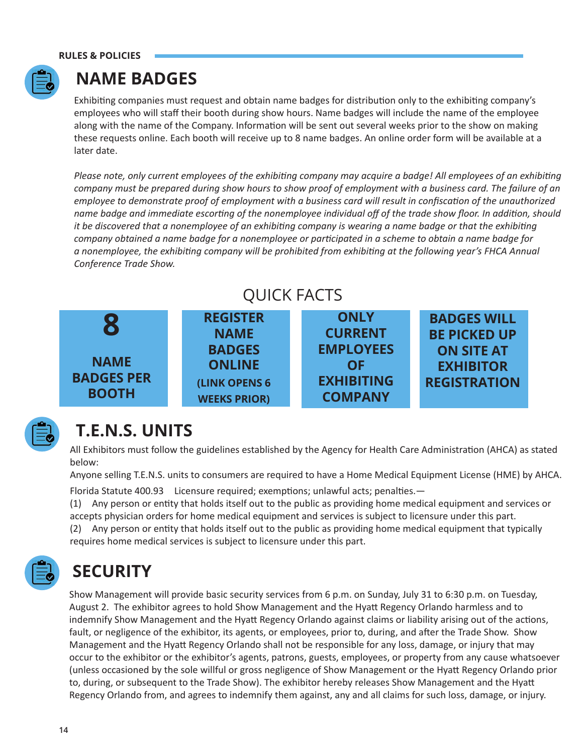RULES & POLICIES

## NAME BADGES

Exhibiting companies must request and obtain name badges for distribution only to the exhibiting company's employees who will staff their booth during show hours. Name badges will include the name of the employee along with the name of the Company. Information will be sent out several weeks prior to the show on making these requests online. Each booth will receive up to 8 name badges. An online order form will be available at a later date.

*Please note, only current employees of the exhibiting company may acquire a badge! All employees of an exhibiting company must be prepared during show hours to show proof of employment with a business card. The failure of an employee to demonstrate proof of employment with a business card will result in confiscation of the unauthorized name badge and immediate escorting of the nonemployee individual off of the trade show floor. In addition, should it be discovered that a nonemployee of an exhibiting company is wearing a name badge or that the exhibiting company obtained a name badge for a nonemployee or participated in a scheme to obtain a name badge for a nonemployee, the exhibiting company will be prohibited from exhibiting at the following year's FHCA Annual Conference Trade Show.*

### QUICK FACTS

- **8 NAME BADGES PER BOOTH**
- **REGISTER NAME BADGES ONLINE (LINK OPENS 6 WEEKS PRIOR)**
- **ONLY CURRENT EMPLOYEES OF EXHIBITING COMPANY**
- **BADGES WILL BE PICKED UP ON SITE AT EXHIBITOR REGISTRATION**

## T.E.N.S. UNITS

All Exhibitors must follow the guidelines established by the Agency for Health Care Administration (AHCA) as stated below:

Anyone selling T.E.N.S. units to consumers are required to have a Home Medical Equipment License (HME) by AHCA.

Florida Statute 400.93 Licensure required; exemptions; unlawful acts; penalties.—

(1) Any person or entity that holds itself out to the public as providing home medical equipment and services or accepts physician orders for home medical equipment and services is subject to licensure under this part.

(2) Any person or entity that holds itself out to the public as providing home medical equipment that typically requires home medical services is subject to licensure under this part.

## SECURITY

Show Management will provide basic security services from 6 p.m. on Sunday, July 31 to 6:30 p.m. on Tuesday, August 2. The exhibitor agrees to hold Show Management and the Hyatt Regency Orlando harmless and to indemnify Show Management and the Hyatt Regency Orlando against claims or liability arising out of the actions, fault, or negligence of the exhibitor, its agents, or employees, prior to, during, and after the Trade Show. Show Management and the Hyatt Regency Orlando shall not be responsible for any loss, damage, or injury that may occur to the exhibitor or the exhibitor's agents, patrons, guests, employees, or property from any cause whatsoever (unless occasioned by the sole willful or gross negligence of Show Management or the Hyatt Regency Orlando prior to, during, or subsequent to the Trade Show). The exhibitor hereby releases Show Management and the Hyatt Regency Orlando from, and agrees to indemnify them against, any and all claims for such loss, damage, or injury.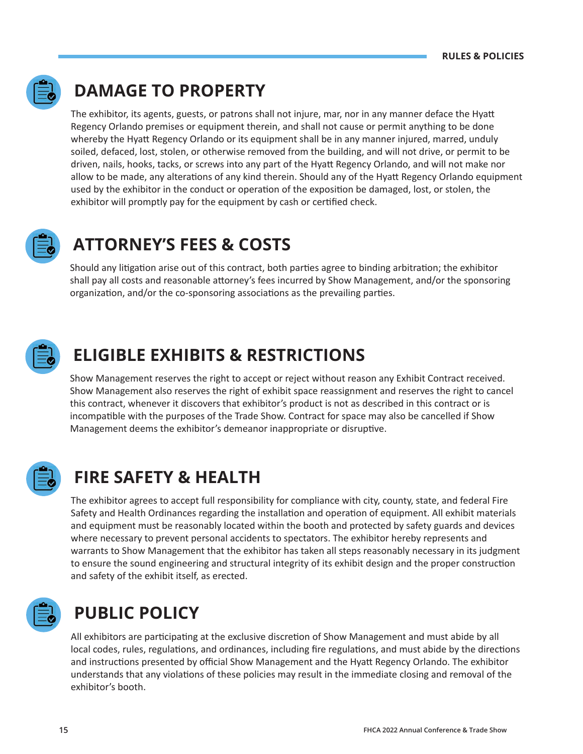## DAMAGE TO PROPERTY

The exhibitor, its agents, guests, or patrons shall not injure, mar, nor in any manner deface the Hyatt Regency Orlando premises or equipment therein, and shall not cause or permit anything to be done whereby the Hyatt Regency Orlando or its equipment shall be in any manner injured, marred, unduly soiled, defaced, lost, stolen, or otherwise removed from the building, and will not drive, or permit to be driven, nails, hooks, tacks, or screws into any part of the Hyatt Regency Orlando, and will not make nor allow to be made, any alterations of any kind therein. Should any of the Hyatt Regency Orlando equipment used by the exhibitor in the conduct or operation of the exposition be damaged, lost, or stolen, the exhibitor will promptly pay for the equipment by cash or certified check.

## ATTORNEY'S FEES & COSTS

Should any litigation arise out of this contract, both parties agree to binding arbitration; the exhibitor shall pay all costs and reasonable attorney's fees incurred by Show Management, and/or the sponsoring organization, and/or the co-sponsoring associations as the prevailing parties.

## ELIGIBLE EXHIBITS & RESTRICTIONS

Show Management reserves the right to accept or reject without reason any Exhibit Contract received. Show Management also reserves the right of exhibit space reassignment and reserves the right to cancel this contract, whenever it discovers that exhibitor's product is not as described in this contract or is incompatible with the purposes of the Trade Show. Contract for space may also be cancelled if Show Management deems the exhibitor's demeanor inappropriate or disruptive.

## FIRE SAFETY & HEALTH

The exhibitor agrees to accept full responsibility for compliance with city, county, state, and federal Fire Safety and Health Ordinances regarding the installation and operation of equipment. All exhibit materials and equipment must be reasonably located within the booth and protected by safety guards and devices where necessary to prevent personal accidents to spectators. The exhibitor hereby represents and warrants to Show Management that the exhibitor has taken all steps reasonably necessary in its judgment to ensure the sound engineering and structural integrity of its exhibit design and the proper construction and safety of the exhibit itself, as erected.

## PUBLIC POLICY

All exhibitors are participating at the exclusive discretion of Show Management and must abide by all local codes, rules, regulations, and ordinances, including fire regulations, and must abide by the directions and instructions presented by official Show Management and the Hyatt Regency Orlando. The exhibitor understands that any violations of these policies may result in the immediate closing and removal of the exhibitor's booth.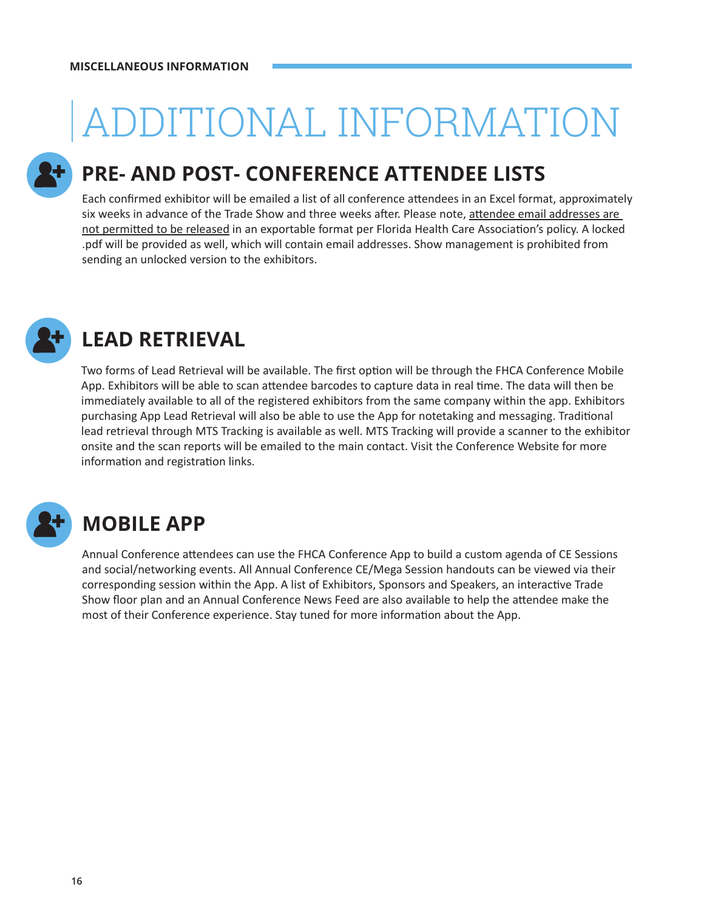**MISCELLANEOUS INFORMATION**

# ADDITIONAL INFORMATION

## PRE- AND POST- CONFERENCE ATTENDEE LISTS

Each confirmed exhibitor will be emailed a list of all conference attendees in an Excel format, approximately six weeks in advance of the Trade Show and three weeks after. Please note, attendee email addresses are not permitted to be released in an exportable format per Florida Health Care Association's policy. A locked .pdf will be provided as well, which will contain email addresses. Show management is prohibited from sending an unlocked version to the exhibitors.

## LEAD RETRIEVAL

Two forms of Lead Retrieval will be available. The first option will be through the FHCA Conference Mobile App. Exhibitors will be able to scan attendee barcodes to capture data in real time. The data will then be immediately available to all of the registered exhibitors from the same company within the app. Exhibitors purchasing App Lead Retrieval will also be able to use the App for notetaking and messaging. Traditional lead retrieval through MTS Tracking is available as well. MTS Tracking will provide a scanner to the exhibitor onsite and the scan reports will be emailed to the main contact. Visit the Conference Website for more information and registration links.

## MOBILE APP

Annual Conference attendees can use the FHCA Conference App to build a custom agenda of CE Sessions and social/networking events. All Annual Conference CE/Mega Session handouts can be viewed via their corresponding session within the App. A list of Exhibitors, Sponsors and Speakers, an interactive Trade Show floor plan and an Annual Conference News Feed are also available to help the attendee make the most of their Conference experience. Stay tuned for more information about the App.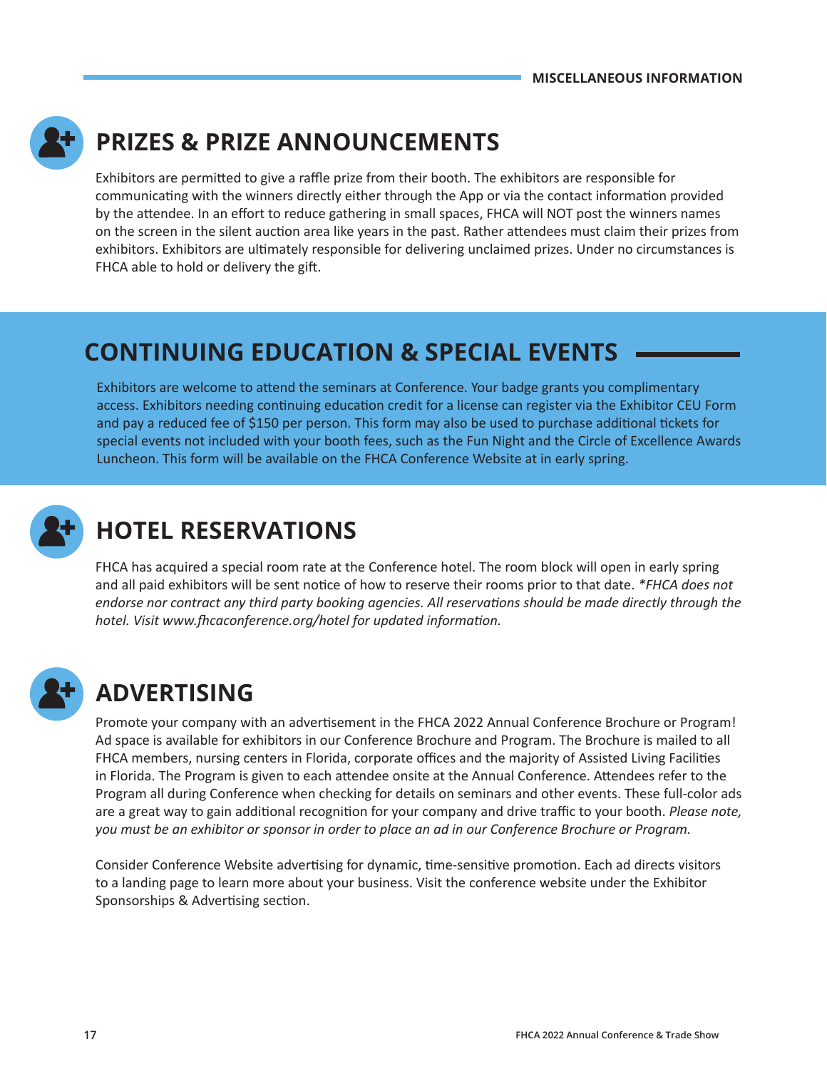## PRIZES & PRIZE ANNOUNCEMENTS

Exhibitors are permitted to give a raffle prize from their booth. The exhibitors are responsible for communicating with the winners directly either through the App or via the contact information provided by the attendee. In an effort to reduce gathering in small spaces, FHCA will NOT post the winners names on the screen in the silent auction area like years in the past. Rather attendees must claim their prizes from exhibitors. Exhibitors are ultimately responsible for delivering unclaimed prizes. Under no circumstances is FHCA able to hold or delivery the gift.

## CONTINUING EDUCATION & SPECIAL EVENTS

Exhibitors are welcome to attend the seminars at Conference. Your badge grants you complimentary access. Exhibitors needing continuing education credit for a license can register via the Exhibitor CEU Form and pay a reduced fee of $150 per person. This form may also be used to purchase additional tickets for special events not included with your booth fees, such as the Fun Night and the Circle of Excellence Awards Luncheon. This form will be available on the FHCA Conference Website at in early spring.

## HOTEL RESERVATIONS

FHCA has acquired a special room rate at the Conference hotel. The room block will open in early spring and all paid exhibitors will be sent notice of how to reserve their rooms prior to that date. *\*FHCA does not endorse nor contract any third party booking agencies. All reservations should be made directly through the hotel. Visit www.fhcaconference.org/hotel for updated information.*

## ADVERTISING

Promote your company with an advertisement in the FHCA 2022 Annual Conference Brochure or Program! Ad space is available for exhibitors in our Conference Brochure and Program. The Brochure is mailed to all FHCA members, nursing centers in Florida, corporate offices and the majority of Assisted Living Facilities in Florida. The Program is given to each attendee onsite at the Annual Conference. Attendees refer to the Program all during Conference when checking for details on seminars and other events. These full-color ads are a great way to gain additional recognition for your company and drive traffic to your booth. *Please note, you must be an exhibitor or sponsor in order to place an ad in our Conference Brochure or Program.*

Consider Conference Website advertising for dynamic, time-sensitive promotion. Each ad directs visitors to a landing page to learn more about your business. Visit the conference website under the Exhibitor Sponsorships & Advertising section.